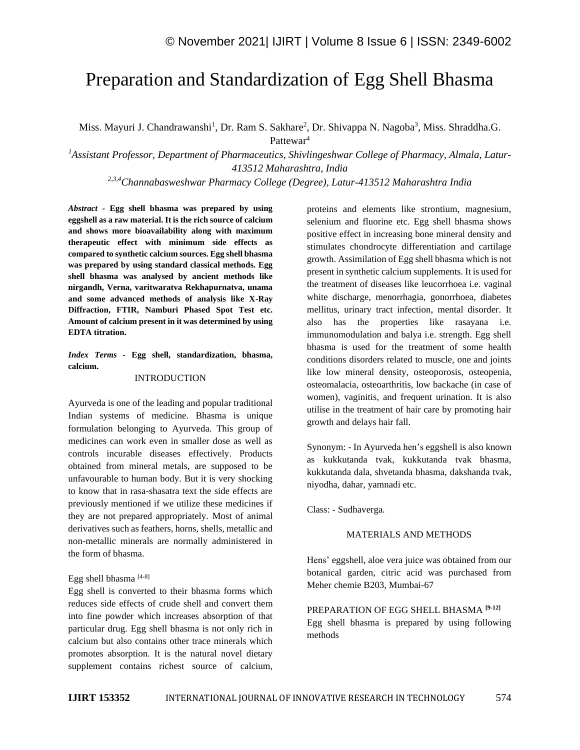# Preparation and Standardization of Egg Shell Bhasma

Miss. Mayuri J. Chandrawanshi[1], Dr. Ram S. Sakhare[2], Dr. Shivappa N. Nagoba[3], Miss. Shraddha.G. Pattewar[4]

[1]*Assistant Professor, Department of Pharmaceutics, Shivlingeshwar College of Pharmacy, Almala, Latur-413512 Maharashtra, India*

[2,3,4]*Channabasweshwar Pharmacy College (Degree), Latur-413512 Maharashtra India*

***Abstract*** - **Egg shell bhasma was prepared by using eggshell as a raw material. It is the rich source of calcium and shows more bioavailability along with maximum therapeutic effect with minimum side effects as compared to synthetic calcium sources. Egg shell bhasma was prepared by using standard classical methods. Egg shell bhasma was analysed by ancient methods like nirgandh, Verna, varitwaratva Rekhapurnatva, unama and some advanced methods of analysis like X-Ray Diffraction, FTIR, Namburi Phased Spot Test etc. Amount of calcium present in it was determined by using EDTA titration.**

***Index Terms*** - **Egg shell, standardization, bhasma, calcium.**

## INTRODUCTION

Ayurveda is one of the leading and popular traditional Indian systems of medicine. Bhasma is unique formulation belonging to Ayurveda. This group of medicines can work even in smaller dose as well as controls incurable diseases effectively. Products obtained from mineral metals, are supposed to be unfavourable to human body. But it is very shocking to know that in rasa-shasatra text the side effects are previously mentioned if we utilize these medicines if they are not prepared appropriately. Most of animal derivatives such as feathers, horns, shells, metallic and non-metallic minerals are normally administered in the form of bhasma.

Egg shell bhasma [4-8]

Egg shell is converted to their bhasma forms which reduces side effects of crude shell and convert them into fine powder which increases absorption of that particular drug. Egg shell bhasma is not only rich in calcium but also contains other trace minerals which promotes absorption. It is the natural novel dietary supplement contains richest source of calcium, proteins and elements like strontium, magnesium, selenium and fluorine etc. Egg shell bhasma shows positive effect in increasing bone mineral density and stimulates chondrocyte differentiation and cartilage growth. Assimilation of Egg shell bhasma which is not present in synthetic calcium supplements. It is used for the treatment of diseases like leucorrhoea i.e. vaginal white discharge, menorrhagia, gonorrhoea, diabetes mellitus, urinary tract infection, mental disorder. It also has the properties like rasayana i.e. immunomodulation and balya i.e. strength. Egg shell bhasma is used for the treatment of some health conditions disorders related to muscle, one and joints like low mineral density, osteoporosis, osteopenia, osteomalacia, osteoarthritis, low backache (in case of women), vaginitis, and frequent urination. It is also utilise in the treatment of hair care by promoting hair growth and delays hair fall.

Synonym: - In Ayurveda hen's eggshell is also known as kukkutanda tvak, kukkutanda tvak bhasma, kukkutanda dala, shvetanda bhasma, dakshanda tvak, niyodha, dahar, yamnadi etc.

Class: - Sudhaverga.

## MATERIALS AND METHODS

Hens' eggshell, aloe vera juice was obtained from our botanical garden, citric acid was purchased from Meher chemie B203, Mumbai-67

PREPARATION OF EGG SHELL BHASMA [9-12]

Egg shell bhasma is prepared by using following methods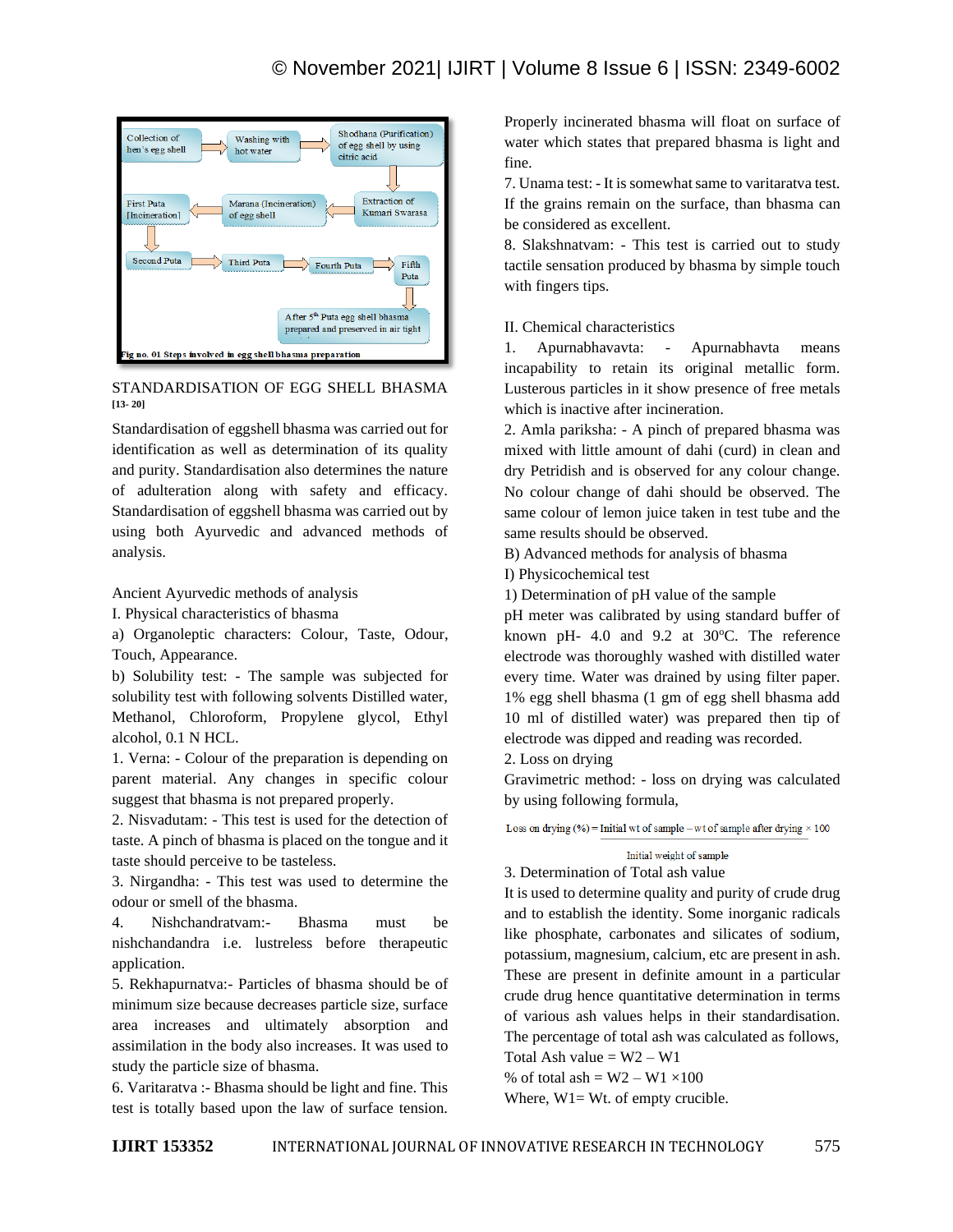Collection of hen's egg shell → Washing with hot water → Shodhana (Purification) of egg shell by using citric acid → Extraction of Kumari Swarasa → Marana (Incineration) of egg shell → First Puta [Incineration] → Second Puta → Third Puta → Fourth Puta → Fifth Puta → After 5th Puta egg shell bhasma prepared and preserved in air tight

Fig no. 01 Steps involved in egg shell bhasma preparation

## STANDARDISATION OF EGG SHELL BHASMA [13- 20]

Standardisation of eggshell bhasma was carried out for identification as well as determination of its quality and purity. Standardisation also determines the nature of adulteration along with safety and efficacy. Standardisation of eggshell bhasma was carried out by using both Ayurvedic and advanced methods of analysis.

Ancient Ayurvedic methods of analysis

I. Physical characteristics of bhasma

a) Organoleptic characters: Colour, Taste, Odour, Touch, Appearance.

b) Solubility test: - The sample was subjected for solubility test with following solvents Distilled water, Methanol, Chloroform, Propylene glycol, Ethyl alcohol, 0.1 N HCL.

1. Verna: - Colour of the preparation is depending on parent material. Any changes in specific colour suggest that bhasma is not prepared properly.

2. Nisvadutam: - This test is used for the detection of taste. A pinch of bhasma is placed on the tongue and it taste should perceive to be tasteless.

3. Nirgandha: - This test was used to determine the odour or smell of the bhasma.

4. Nishchandratvam:- Bhasma must be nishchandandra i.e. lustreless before therapeutic application.

5. Rekhapurnatva:- Particles of bhasma should be of minimum size because decreases particle size, surface area increases and ultimately absorption and assimilation in the body also increases. It was used to study the particle size of bhasma.

6. Varitaratva :- Bhasma should be light and fine. This test is totally based upon the law of surface tension. Properly incinerated bhasma will float on surface of water which states that prepared bhasma is light and fine.

7. Unama test: - It is somewhat same to varitaratva test. If the grains remain on the surface, than bhasma can be considered as excellent.

8. Slakshnatvam: - This test is carried out to study tactile sensation produced by bhasma by simple touch with fingers tips.

II. Chemical characteristics

1. Apurnabhavavta: - Apurnabhavta means incapability to retain its original metallic form. Lusterous particles in it show presence of free metals which is inactive after incineration.

2. Amla pariksha: - A pinch of prepared bhasma was mixed with little amount of dahi (curd) in clean and dry Petridish and is observed for any colour change. No colour change of dahi should be observed. The same colour of lemon juice taken in test tube and the same results should be observed.

B) Advanced methods for analysis of bhasma

I) Physicochemical test

1) Determination of pH value of the sample

pH meter was calibrated by using standard buffer of known pH- 4.0 and 9.2 at 30°C. The reference electrode was thoroughly washed with distilled water every time. Water was drained by using filter paper. 1% egg shell bhasma (1 gm of egg shell bhasma add 10 ml of distilled water) was prepared then tip of electrode was dipped and reading was recorded.

2. Loss on drying

Gravimetric method: - loss on drying was calculated by using following formula,

$$\text{Loss on drying (\%)} = \frac{\text{Initial wt of sample} - \text{wt of sample after drying}}{\text{Initial weight of sample}} \times 100$$

3. Determination of Total ash value

It is used to determine quality and purity of crude drug and to establish the identity. Some inorganic radicals like phosphate, carbonates and silicates of sodium, potassium, magnesium, calcium, etc are present in ash. These are present in definite amount in a particular crude drug hence quantitative determination in terms of various ash values helps in their standardisation. The percentage of total ash was calculated as follows,

Total Ash value = W2 – W1

% of total ash = W2 – W1 ×100

Where, W1= Wt. of empty crucible.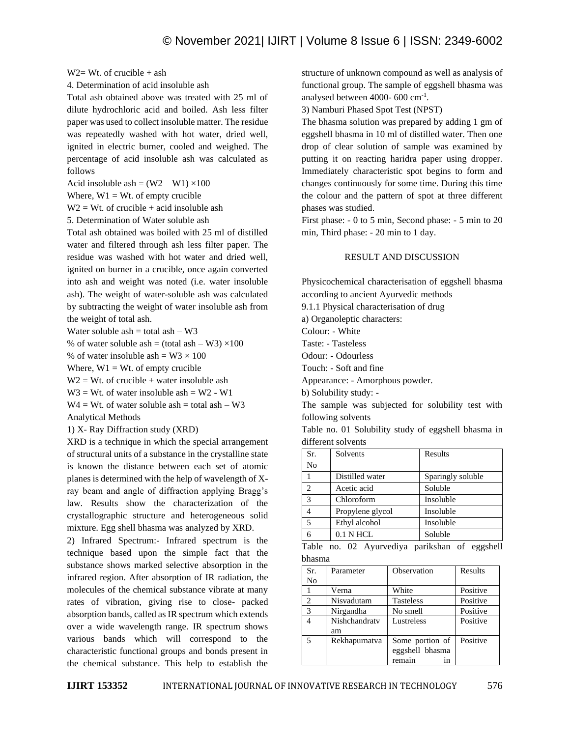W2= Wt. of crucible + ash

4. Determination of acid insoluble ash

Total ash obtained above was treated with 25 ml of dilute hydrochloric acid and boiled. Ash less filter paper was used to collect insoluble matter. The residue was repeatedly washed with hot water, dried well, ignited in electric burner, cooled and weighed. The percentage of acid insoluble ash was calculated as follows

Acid insoluble ash = $(W2 - W1) \times 100$

Where, W1 = Wt. of empty crucible

W2 = Wt. of crucible + acid insoluble ash

5. Determination of Water soluble ash

Total ash obtained was boiled with 25 ml of distilled water and filtered through ash less filter paper. The residue was washed with hot water and dried well, ignited on burner in a crucible, once again converted into ash and weight was noted (i.e. water insoluble ash). The weight of water-soluble ash was calculated by subtracting the weight of water insoluble ash from the weight of total ash.

Water soluble ash = total ash – W3

% of water soluble ash = $(\text{total ash} - W3) \times 100$

% of water insoluble ash = $W3 \times 100$

Where, W1 = Wt. of empty crucible

W2 = Wt. of crucible + water insoluble ash

W3 = Wt. of water insoluble ash = W2 - W1

W4 = Wt. of water soluble ash = total ash – W3

Analytical Methods

1) X- Ray Diffraction study (XRD)

XRD is a technique in which the special arrangement of structural units of a substance in the crystalline state is known the distance between each set of atomic planes is determined with the help of wavelength of X-ray beam and angle of diffraction applying Bragg's law. Results show the characterization of the crystallographic structure and heterogeneous solid mixture. Egg shell bhasma was analyzed by XRD.

2) Infrared Spectrum:- Infrared spectrum is the technique based upon the simple fact that the substance shows marked selective absorption in the infrared region. After absorption of IR radiation, the molecules of the chemical substance vibrate at many rates of vibration, giving rise to close- packed absorption bands, called as IR spectrum which extends over a wide wavelength range. IR spectrum shows various bands which will correspond to the characteristic functional groups and bonds present in the chemical substance. This help to establish the structure of unknown compound as well as analysis of functional group. The sample of eggshell bhasma was analysed between 4000- 600 $cm^{-1}$.

3) Namburi Phased Spot Test (NPST)

The bhasma solution was prepared by adding 1 gm of eggshell bhasma in 10 ml of distilled water. Then one drop of clear solution of sample was examined by putting it on reacting haridra paper using dropper. Immediately characteristic spot begins to form and changes continuously for some time. During this time the colour and the pattern of spot at three different phases was studied.

First phase: - 0 to 5 min, Second phase: - 5 min to 20 min, Third phase: - 20 min to 1 day.

## RESULT AND DISCUSSION

Physicochemical characterisation of eggshell bhasma according to ancient Ayurvedic methods

9.1.1 Physical characterisation of drug

a) Organoleptic characters:

Colour: - White

Taste: - Tasteless

Odour: - Odourless

Touch: - Soft and fine

Appearance: - Amorphous powder.

b) Solubility study: -

The sample was subjected for solubility test with following solvents

Table no. 01 Solubility study of eggshell bhasma in different solvents

| Sr. No | Solvents | Results |
|---|---|---|
| 1 | Distilled water | Sparingly soluble |
| 2 | Acetic acid | Soluble |
| 3 | Chloroform | Insoluble |
| 4 | Propylene glycol | Insoluble |
| 5 | Ethyl alcohol | Insoluble |
| 6 | 0.1 N HCL | Soluble |

Table no. 02 Ayurvediya parikshan of eggshell bhasma

| Sr. No | Parameter | Observation | Results |
|---|---|---|---|
| 1 | Verna | White | Positive |
| 2 | Nisvadutam | Tasteless | Positive |
| 3 | Nirgandha | No smell | Positive |
| 4 | Nishchandratvam | Lustreless | Positive |
| 5 | Rekhapurnatva | Some portion of eggshell bhasma remain in | Positive |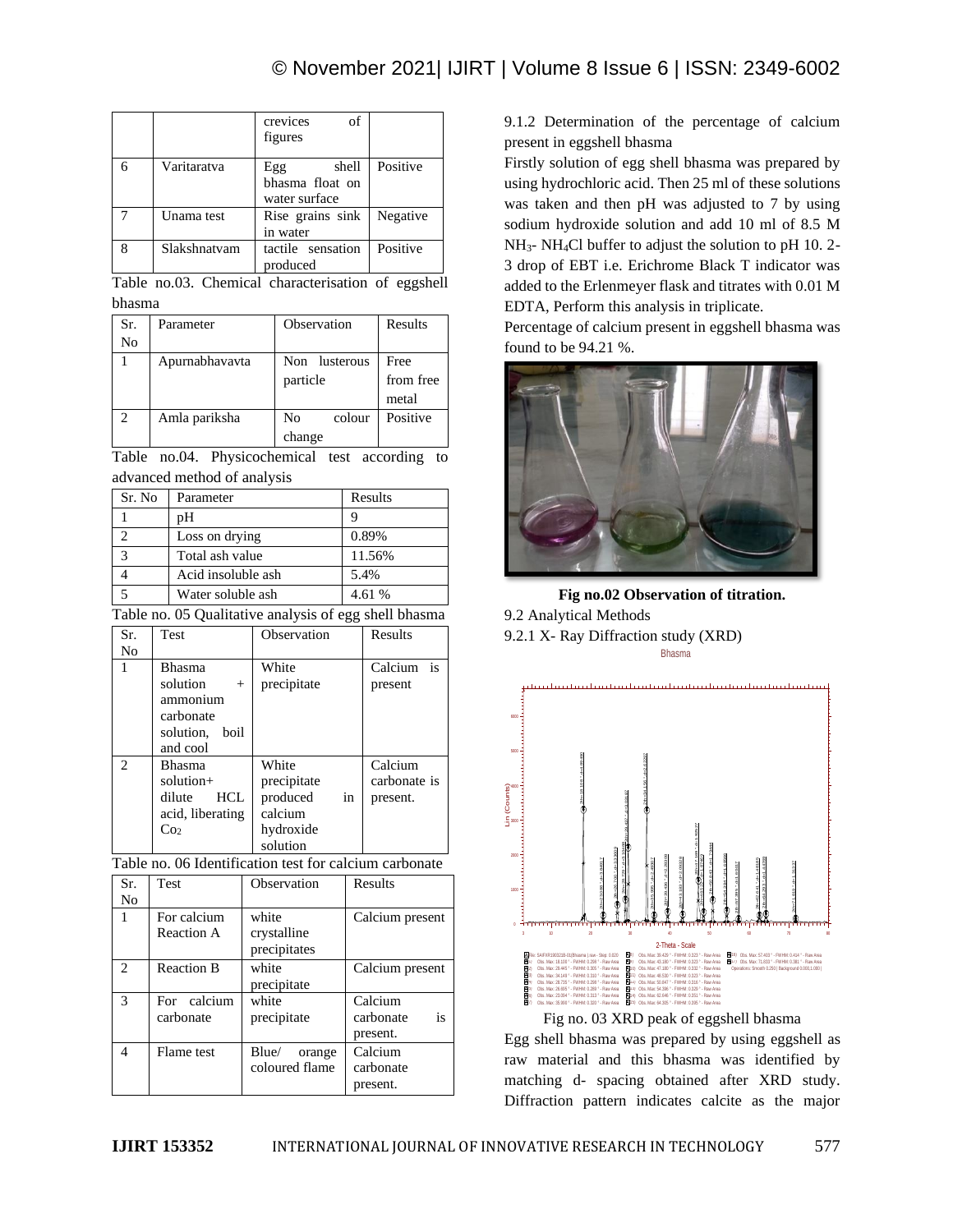|  |  | crevices of figures |  |
|---|---|---|---|
| 6 | Varitaratva | Egg shell bhasma float on water surface | Positive |
| 7 | Unama test | Rise grains sink in water | Negative |
| 8 | Slakshnatvam | tactile sensation produced | Positive |

Table no.03. Chemical characterisation of eggshell bhasma

| Sr. No | Parameter | Observation | Results |
|---|---|---|---|
| 1 | Apurnabhavavta | Non lusterous particle | Free from free metal |
| 2 | Amla pariksha | No colour change | Positive |

Table no.04. Physicochemical test according to advanced method of analysis

| Sr. No | Parameter | Results |
|---|---|---|
| 1 | pH | 9 |
| 2 | Loss on drying | 0.89% |
| 3 | Total ash value | 11.56% |
| 4 | Acid insoluble ash | 5.4% |
| 5 | Water soluble ash | 4.61 % |

Table no. 05 Qualitative analysis of egg shell bhasma

| Sr. No | Test | Observation | Results |
|---|---|---|---|
| 1 | Bhasma solution + ammonium carbonate solution, boil and cool | White precipitate | Calcium is present |
| 2 | Bhasma solution+ dilute HCL acid, liberating $Co_2$ | White precipitate produced in calcium hydroxide solution | Calcium carbonate is present. |

Table no. 06 Identification test for calcium carbonate

| Sr. No | Test | Observation | Results |
|---|---|---|---|
| 1 | For calcium Reaction A | white crystalline precipitates | Calcium present |
| 2 | Reaction B | white precipitate | Calcium present |
| 3 | For calcium carbonate | white precipitate | Calcium carbonate is present. |
| 4 | Flame test | Blue/ orange coloured flame | Calcium carbonate present. |

9.1.2 Determination of the percentage of calcium present in eggshell bhasma

Firstly solution of egg shell bhasma was prepared by using hydrochloric acid. Then 25 ml of these solutions was taken and then pH was adjusted to 7 by using sodium hydroxide solution and add 10 ml of 8.5 M $NH_3$- $NH_4Cl$ buffer to adjust the solution to pH 10. 2-3 drop of EBT i.e. Erichrome Black T indicator was added to the Erlenmeyer flask and titrates with 0.01 M EDTA, Perform this analysis in triplicate.

Percentage of calcium present in eggshell bhasma was found to be 94.21 %.

**Fig no.02 Observation of titration.**

9.2 Analytical Methods

9.2.1 X- Ray Diffraction study (XRD)

Fig no. 03 XRD peak of eggshell bhasma

Egg shell bhasma was prepared by using eggshell as raw material and this bhasma was identified by matching d- spacing obtained after XRD study. Diffraction pattern indicates calcite as the major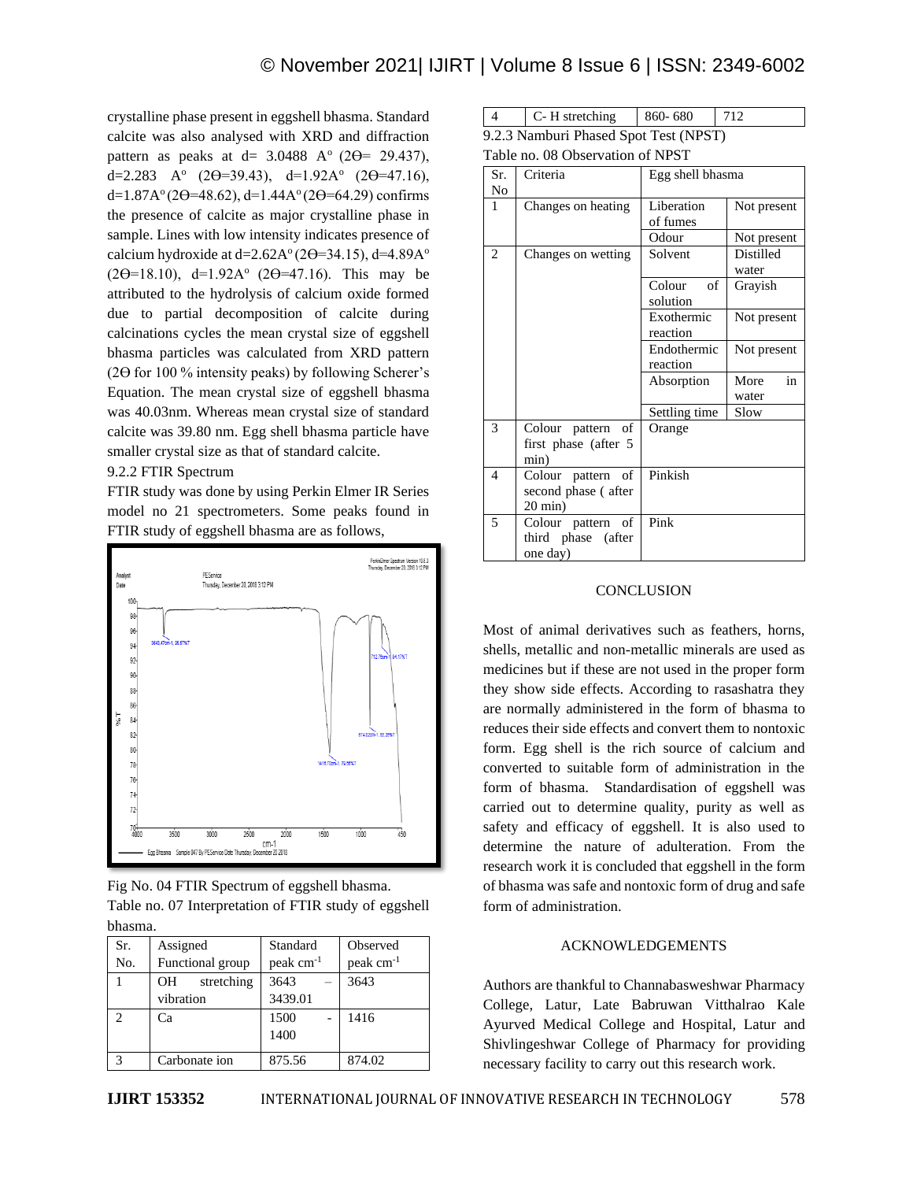crystalline phase present in eggshell bhasma. Standard calcite was also analysed with XRD and diffraction pattern as peaks at d= 3.0488 A° (2Θ= 29.437), d=2.283 A° (2Θ=39.43), d=1.92A° (2Θ=47.16), d=1.87A° (2Θ=48.62), d=1.44A° (2Θ=64.29) confirms the presence of calcite as major crystalline phase in sample. Lines with low intensity indicates presence of calcium hydroxide at d=2.62A° (2Θ=34.15), d=4.89A° (2Θ=18.10), d=1.92A° (2Θ=47.16). This may be attributed to the hydrolysis of calcium oxide formed due to partial decomposition of calcite during calcinations cycles the mean crystal size of eggshell bhasma particles was calculated from XRD pattern (2Θ for 100 % intensity peaks) by following Scherer's Equation. The mean crystal size of eggshell bhasma was 40.03nm. Whereas mean crystal size of standard calcite was 39.80 nm. Egg shell bhasma particle have smaller crystal size as that of standard calcite.

9.2.2 FTIR Spectrum

FTIR study was done by using Perkin Elmer IR Series model no 21 spectrometers. Some peaks found in FTIR study of eggshell bhasma are as follows,

Fig No. 04 FTIR Spectrum of eggshell bhasma.

Table no. 07 Interpretation of FTIR study of eggshell bhasma.

| Sr. No. | Assigned Functional group | Standard peak $cm^{-1}$ | Observed peak $cm^{-1}$ |
|---|---|---|---|
| 1 | OH stretching vibration | 3643 – 3439.01 | 3643 |
| 2 | Ca | 1500 - 1400 | 1416 |
| 3 | Carbonate ion | 875.56 | 874.02 |
| 4 | C- H stretching | 860- 680 | 712 |

9.2.3 Namburi Phased Spot Test (NPST)

Table no. 08 Observation of NPST

| Sr. No | Criteria | Egg shell bhasma | |
|---|---|---|---|
| 1 | Changes on heating | Liberation of fumes | Not present |
| | | Odour | Not present |
| 2 | Changes on wetting | Solvent | Distilled water |
| | | Colour of solution | Grayish |
| | | Exothermic reaction | Not present |
| | | Endothermic reaction | Not present |
| | | Absorption | More in water |
| | | Settling time | Slow |
| 3 | Colour pattern of first phase (after 5 min) | Orange | |
| 4 | Colour pattern of second phase ( after 20 min) | Pinkish | |
| 5 | Colour pattern of third phase (after one day) | Pink | |

## CONCLUSION

Most of animal derivatives such as feathers, horns, shells, metallic and non-metallic minerals are used as medicines but if these are not used in the proper form they show side effects. According to rasashatra they are normally administered in the form of bhasma to reduces their side effects and convert them to nontoxic form. Egg shell is the rich source of calcium and converted to suitable form of administration in the form of bhasma. Standardisation of eggshell was carried out to determine quality, purity as well as safety and efficacy of eggshell. It is also used to determine the nature of adulteration. From the research work it is concluded that eggshell in the form of bhasma was safe and nontoxic form of drug and safe form of administration.

## ACKNOWLEDGEMENTS

Authors are thankful to Channabasweshwar Pharmacy College, Latur, Late Babruwan Vitthalrao Kale Ayurved Medical College and Hospital, Latur and Shivlingeshwar College of Pharmacy for providing necessary facility to carry out this research work.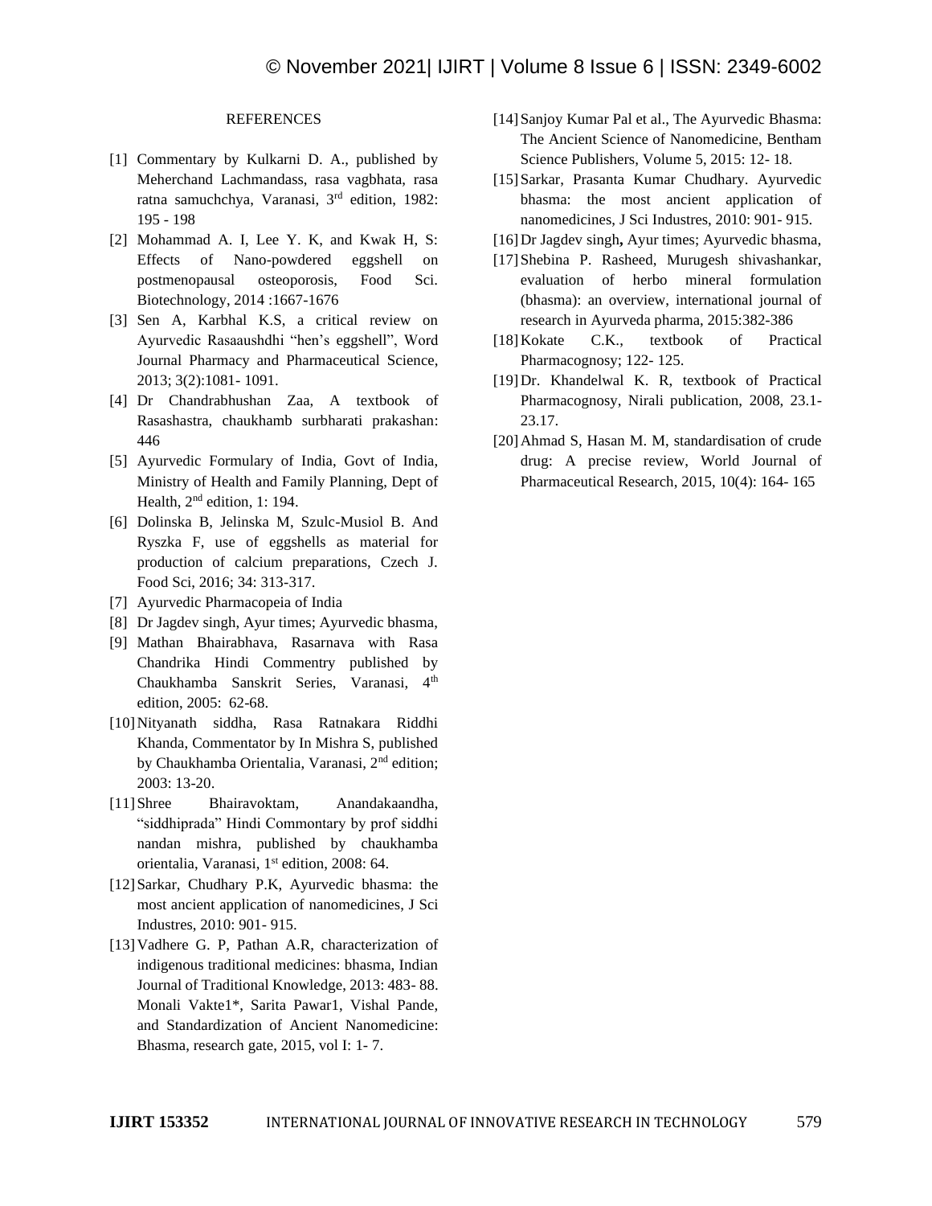## REFERENCES

[1] Commentary by Kulkarni D. A., published by Meherchand Lachmandass, rasa vagbhata, rasa ratna samuchchya, Varanasi, 3rd edition, 1982: 195 - 198

[2] Mohammad A. I, Lee Y. K, and Kwak H, S: Effects of Nano-powdered eggshell on postmenopausal osteoporosis, Food Sci. Biotechnology, 2014 :1667-1676

[3] Sen A, Karbhal K.S, a critical review on Ayurvedic Rasaaushdhi "hen's eggshell", Word Journal Pharmacy and Pharmaceutical Science, 2013; 3(2):1081- 1091.

[4] Dr Chandrabhushan Zaa, A textbook of Rasashastra, chaukhamb surbharati prakashan: 446

[5] Ayurvedic Formulary of India, Govt of India, Ministry of Health and Family Planning, Dept of Health, 2nd edition, 1: 194.

[6] Dolinska B, Jelinska M, Szulc-Musiol B. And Ryszka F, use of eggshells as material for production of calcium preparations, Czech J. Food Sci, 2016; 34: 313-317.

[7] Ayurvedic Pharmacopeia of India

[8] Dr Jagdev singh, Ayur times; Ayurvedic bhasma,

[9] Mathan Bhairabhava, Rasarnava with Rasa Chandrika Hindi Commentry published by Chaukhamba Sanskrit Series, Varanasi, 4th edition, 2005: 62-68.

[10] Nityanath siddha, Rasa Ratnakara Riddhi Khanda, Commentator by In Mishra S, published by Chaukhamba Orientalia, Varanasi, 2nd edition; 2003: 13-20.

[11] Shree Bhairavoktam, Anandakaandha, "siddhiprada" Hindi Commontary by prof siddhi nandan mishra, published by chaukhamba orientalia, Varanasi, 1st edition, 2008: 64.

[12] Sarkar, Chudhary P.K, Ayurvedic bhasma: the most ancient application of nanomedicines, J Sci Industres, 2010: 901- 915.

[13] Vadhere G. P, Pathan A.R, characterization of indigenous traditional medicines: bhasma, Indian Journal of Traditional Knowledge, 2013: 483- 88. Monali Vakte1*, Sarita Pawar1, Vishal Pande, and Standardization of Ancient Nanomedicine: Bhasma, research gate, 2015, vol I: 1- 7.

[14] Sanjoy Kumar Pal et al., The Ayurvedic Bhasma: The Ancient Science of Nanomedicine, Bentham Science Publishers, Volume 5, 2015: 12- 18.

[15] Sarkar, Prasanta Kumar Chudhary. Ayurvedic bhasma: the most ancient application of nanomedicines, J Sci Industres, 2010: 901- 915.

[16] Dr Jagdev singh**,** Ayur times; Ayurvedic bhasma,

[17] Shebina P. Rasheed, Murugesh shivashankar, evaluation of herbo mineral formulation (bhasma): an overview, international journal of research in Ayurveda pharma, 2015:382-386

[18] Kokate C.K., textbook of Practical Pharmacognosy; 122- 125.

[19] Dr. Khandelwal K. R, textbook of Practical Pharmacognosy, Nirali publication, 2008, 23.1-23.17.

[20] Ahmad S, Hasan M. M, standardisation of crude drug: A precise review, World Journal of Pharmaceutical Research, 2015, 10(4): 164- 165